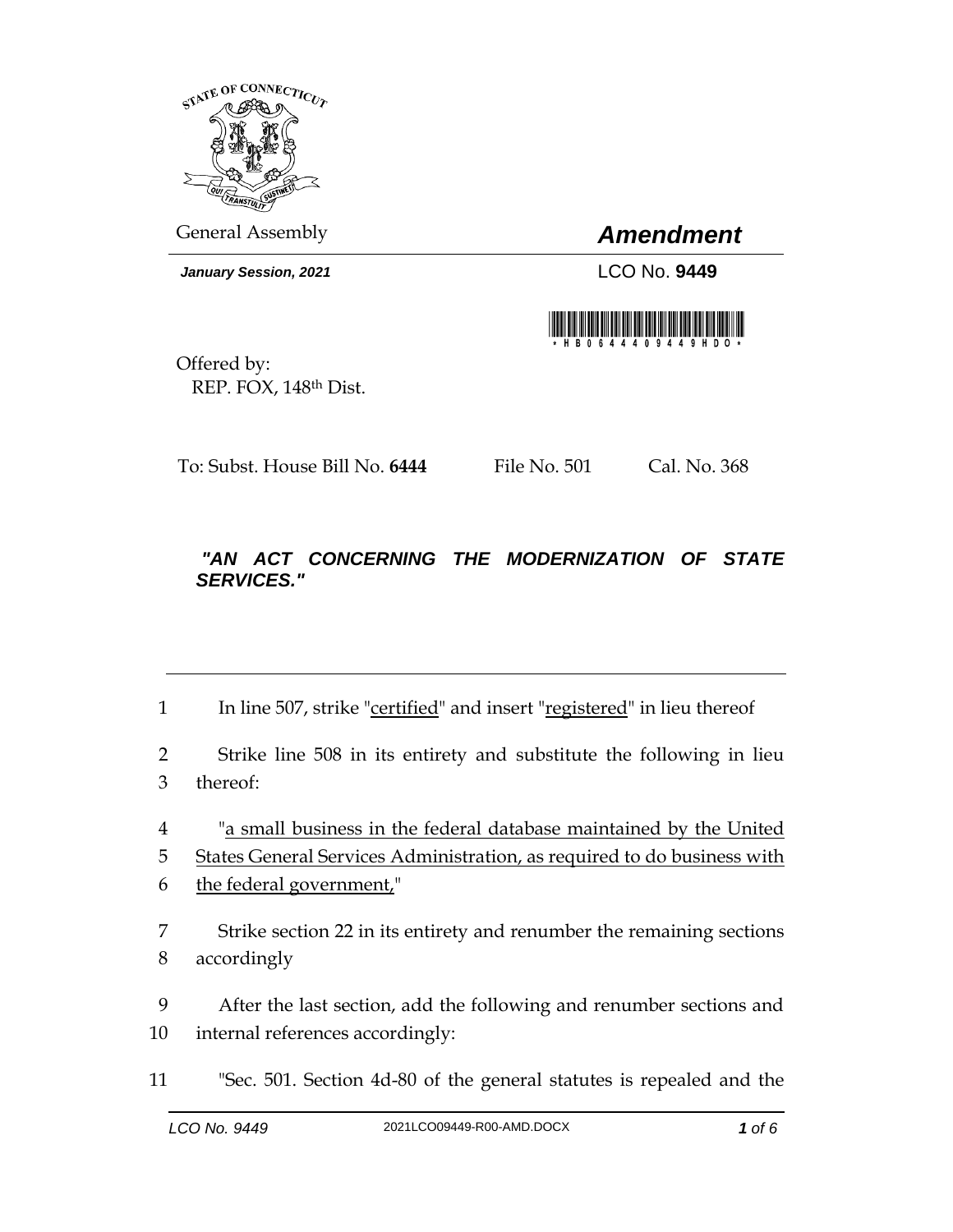General Assembly

# *Amendment*

***January Session, 2021***

LCO No. **9449**

Offered by:
REP. FOX, 148th Dist.

To: Subst. House Bill No. **6444** File No. 501 Cal. No. 368

***"AN ACT CONCERNING THE MODERNIZATION OF STATE SERVICES."***

1 In line 507, strike "<u>certified</u>" and insert "<u>registered</u>" in lieu thereof

2 Strike line 508 in its entirety and substitute the following in lieu
3 thereof:

4 "<u>a small business in the federal database maintained by the United</u>
5 <u>States General Services Administration, as required to do business with</u>
6 <u>the federal government,</u>"

7 Strike section 22 in its entirety and renumber the remaining sections
8 accordingly

9 After the last section, add the following and renumber sections and
10 internal references accordingly:

11 "Sec. 501. Section 4d-80 of the general statutes is repealed and the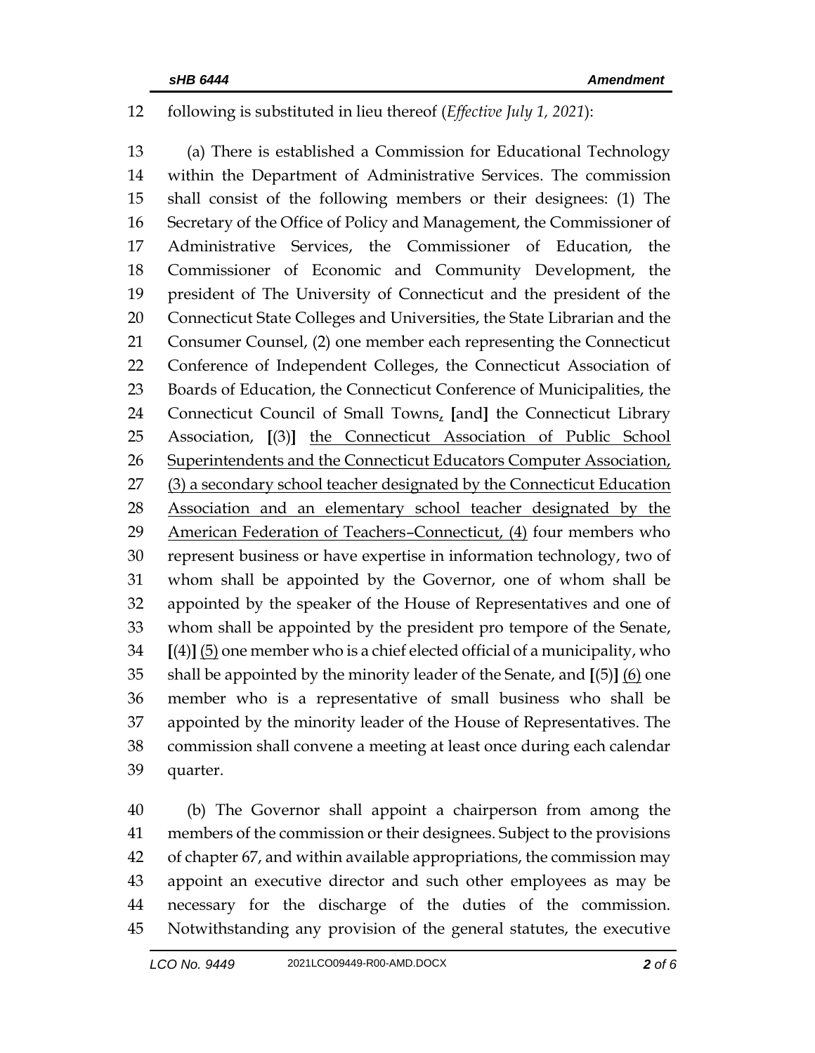following is substituted in lieu thereof (*Effective July 1, 2021*):

(a) There is established a Commission for Educational Technology within the Department of Administrative Services. The commission shall consist of the following members or their designees: (1) The Secretary of the Office of Policy and Management, the Commissioner of Administrative Services, the Commissioner of Education, the Commissioner of Economic and Community Development, the president of The University of Connecticut and the president of the Connecticut State Colleges and Universities, the State Librarian and the Consumer Counsel, (2) one member each representing the Connecticut Conference of Independent Colleges, the Connecticut Association of Boards of Education, the Connecticut Conference of Municipalities, the Connecticut Council of Small Towns, [and] the Connecticut Library Association, [(3)] the Connecticut Association of Public School Superintendents and the Connecticut Educators Computer Association, (3) a secondary school teacher designated by the Connecticut Education Association and an elementary school teacher designated by the American Federation of Teachers-Connecticut, (4) four members who represent business or have expertise in information technology, two of whom shall be appointed by the Governor, one of whom shall be appointed by the speaker of the House of Representatives and one of whom shall be appointed by the president pro tempore of the Senate, [(4)] (5) one member who is a chief elected official of a municipality, who shall be appointed by the minority leader of the Senate, and [(5)] (6) one member who is a representative of small business who shall be appointed by the minority leader of the House of Representatives. The commission shall convene a meeting at least once during each calendar quarter.

(b) The Governor shall appoint a chairperson from among the members of the commission or their designees. Subject to the provisions of chapter 67, and within available appropriations, the commission may appoint an executive director and such other employees as may be necessary for the discharge of the duties of the commission. Notwithstanding any provision of the general statutes, the executive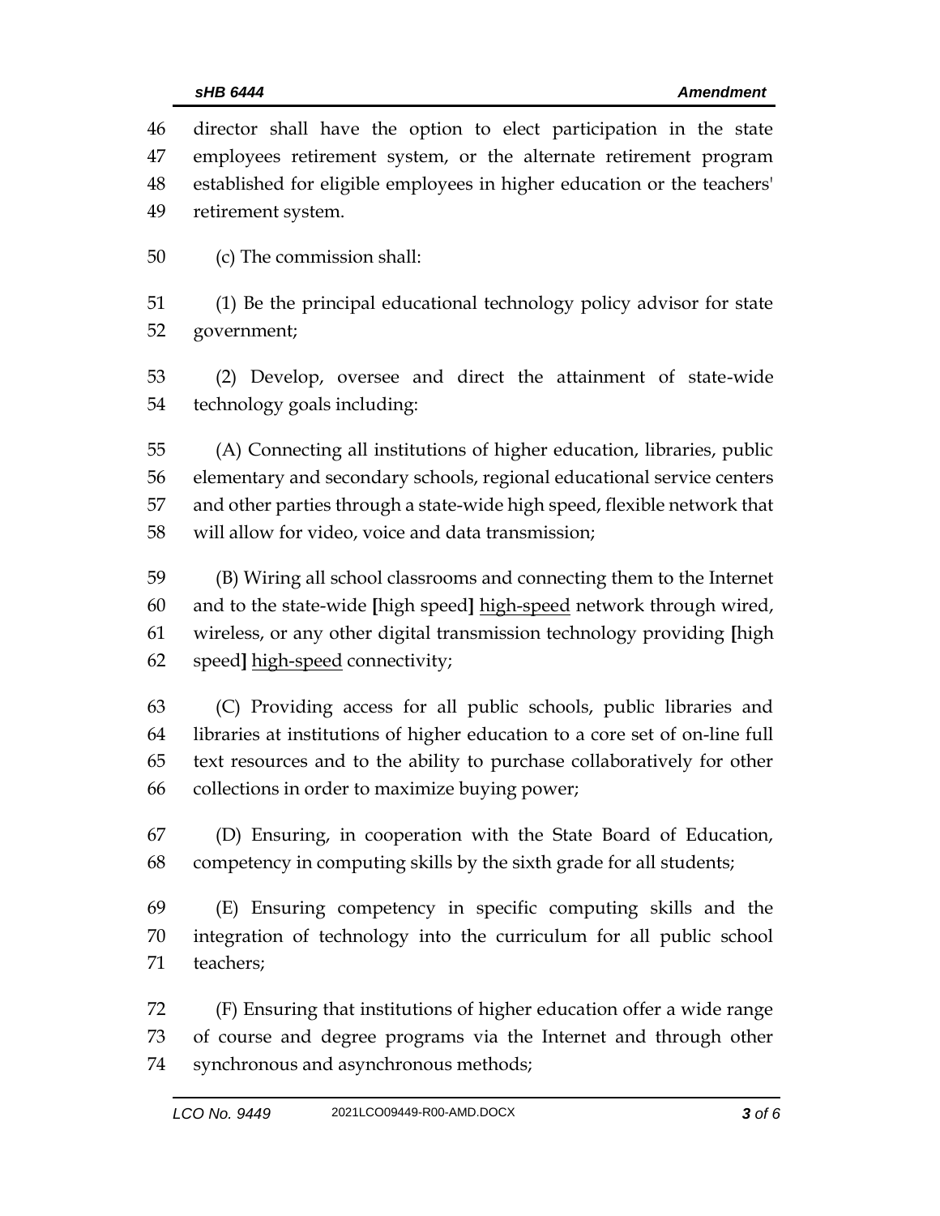director shall have the option to elect participation in the state employees retirement system, or the alternate retirement program established for eligible employees in higher education or the teachers' retirement system.

(c) The commission shall:

(1) Be the principal educational technology policy advisor for state government;

(2) Develop, oversee and direct the attainment of state-wide technology goals including:

(A) Connecting all institutions of higher education, libraries, public elementary and secondary schools, regional educational service centers and other parties through a state-wide high speed, flexible network that will allow for video, voice and data transmission;

(B) Wiring all school classrooms and connecting them to the Internet and to the state-wide **[**high speed**]** <u>high-speed</u> network through wired, wireless, or any other digital transmission technology providing **[**high speed**]** <u>high-speed</u> connectivity;

(C) Providing access for all public schools, public libraries and libraries at institutions of higher education to a core set of on-line full text resources and to the ability to purchase collaboratively for other collections in order to maximize buying power;

(D) Ensuring, in cooperation with the State Board of Education, competency in computing skills by the sixth grade for all students;

(E) Ensuring competency in specific computing skills and the integration of technology into the curriculum for all public school teachers;

(F) Ensuring that institutions of higher education offer a wide range of course and degree programs via the Internet and through other synchronous and asynchronous methods;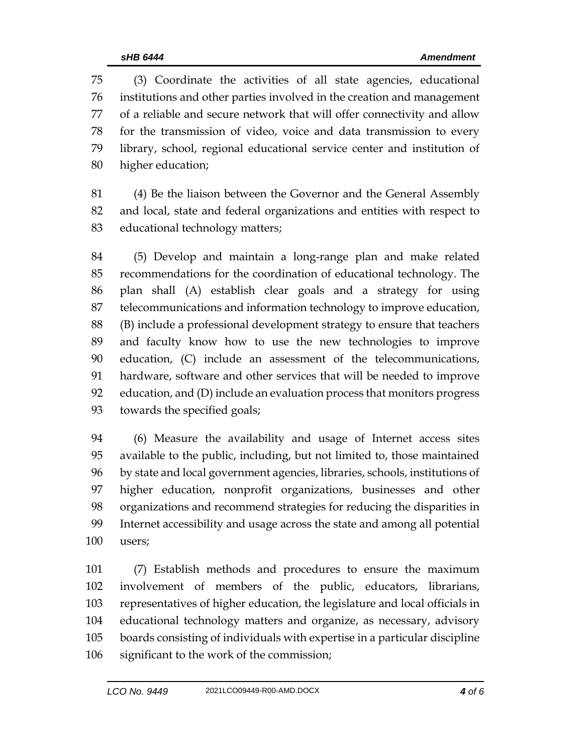(3) Coordinate the activities of all state agencies, educational institutions and other parties involved in the creation and management of a reliable and secure network that will offer connectivity and allow for the transmission of video, voice and data transmission to every library, school, regional educational service center and institution of higher education;

(4) Be the liaison between the Governor and the General Assembly and local, state and federal organizations and entities with respect to educational technology matters;

(5) Develop and maintain a long-range plan and make related recommendations for the coordination of educational technology. The plan shall (A) establish clear goals and a strategy for using telecommunications and information technology to improve education, (B) include a professional development strategy to ensure that teachers and faculty know how to use the new technologies to improve education, (C) include an assessment of the telecommunications, hardware, software and other services that will be needed to improve education, and (D) include an evaluation process that monitors progress towards the specified goals;

(6) Measure the availability and usage of Internet access sites available to the public, including, but not limited to, those maintained by state and local government agencies, libraries, schools, institutions of higher education, nonprofit organizations, businesses and other organizations and recommend strategies for reducing the disparities in Internet accessibility and usage across the state and among all potential users;

(7) Establish methods and procedures to ensure the maximum involvement of members of the public, educators, librarians, representatives of higher education, the legislature and local officials in educational technology matters and organize, as necessary, advisory boards consisting of individuals with expertise in a particular discipline significant to the work of the commission;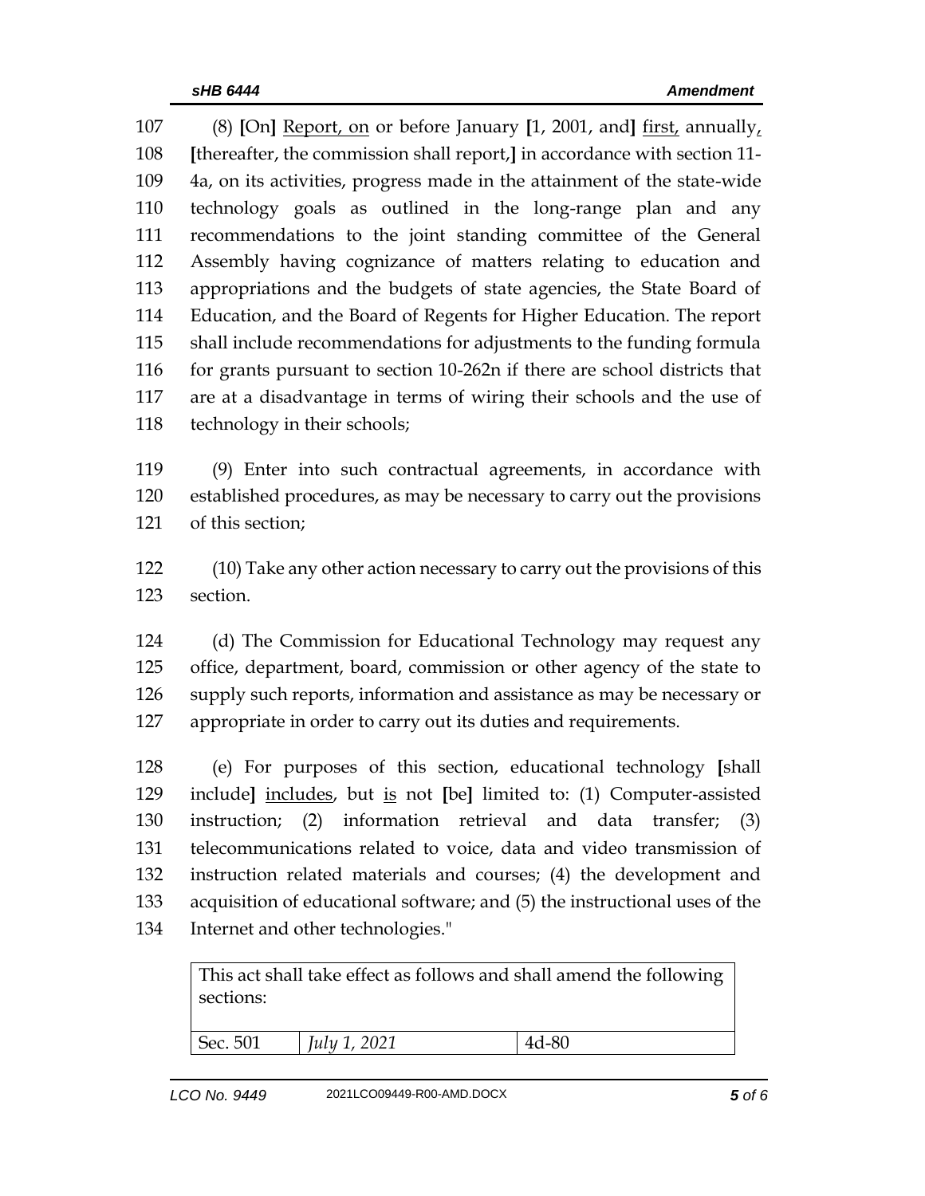(8) [On] Report, on or before January [1, 2001, and] first, annually, [thereafter, the commission shall report,] in accordance with section 11-4a, on its activities, progress made in the attainment of the state-wide technology goals as outlined in the long-range plan and any recommendations to the joint standing committee of the General Assembly having cognizance of matters relating to education and appropriations and the budgets of state agencies, the State Board of Education, and the Board of Regents for Higher Education. The report shall include recommendations for adjustments to the funding formula for grants pursuant to section 10-262n if there are school districts that are at a disadvantage in terms of wiring their schools and the use of technology in their schools;

(9) Enter into such contractual agreements, in accordance with established procedures, as may be necessary to carry out the provisions of this section;

(10) Take any other action necessary to carry out the provisions of this section.

(d) The Commission for Educational Technology may request any office, department, board, commission or other agency of the state to supply such reports, information and assistance as may be necessary or appropriate in order to carry out its duties and requirements.

(e) For purposes of this section, educational technology [shall include] includes, but is not [be] limited to: (1) Computer-assisted instruction; (2) information retrieval and data transfer; (3) telecommunications related to voice, data and video transmission of instruction related materials and courses; (4) the development and acquisition of educational software; and (5) the instructional uses of the Internet and other technologies."

| This act shall take effect as follows and shall amend the following sections: | | |
|---|---|---|
| Sec. 501 | *July 1, 2021* | 4d-80 |